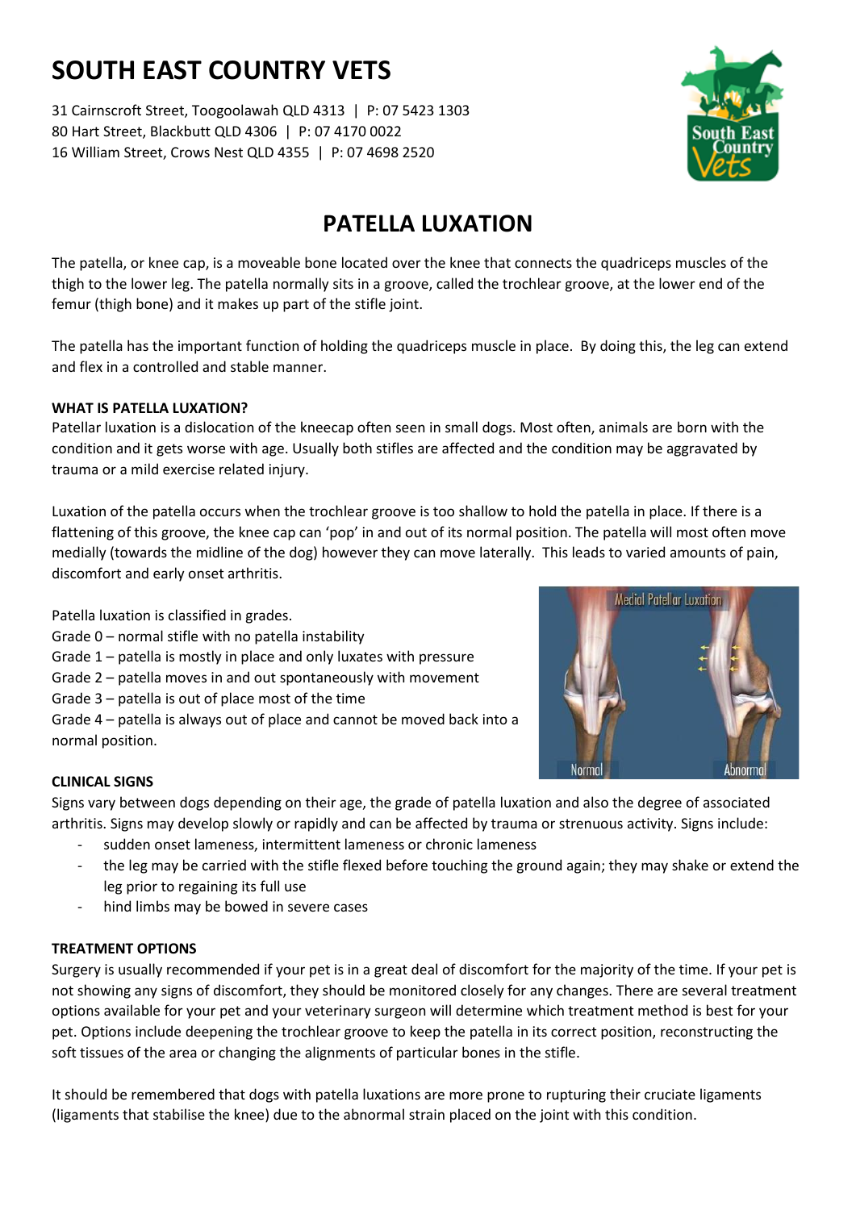# SOUTH EAST COUNTRY VETS

31 Cairnscroft Street, Toogoolawah QLD 4313 | P: 07 5423 1303
80 Hart Street, Blackbutt QLD 4306 | P: 07 4170 0022
16 William Street, Crows Nest QLD 4355 | P: 07 4698 2520

## PATELLA LUXATION

The patella, or knee cap, is a moveable bone located over the knee that connects the quadriceps muscles of the thigh to the lower leg. The patella normally sits in a groove, called the trochlear groove, at the lower end of the femur (thigh bone) and it makes up part of the stifle joint.

The patella has the important function of holding the quadriceps muscle in place. By doing this, the leg can extend and flex in a controlled and stable manner.

**WHAT IS PATELLA LUXATION?**

Patellar luxation is a dislocation of the kneecap often seen in small dogs. Most often, animals are born with the condition and it gets worse with age. Usually both stifles are affected and the condition may be aggravated by trauma or a mild exercise related injury.

Luxation of the patella occurs when the trochlear groove is too shallow to hold the patella in place. If there is a flattening of this groove, the knee cap can 'pop' in and out of its normal position. The patella will most often move medially (towards the midline of the dog) however they can move laterally. This leads to varied amounts of pain, discomfort and early onset arthritis.

Patella luxation is classified in grades.
Grade 0 – normal stifle with no patella instability
Grade 1 – patella is mostly in place and only luxates with pressure
Grade 2 – patella moves in and out spontaneously with movement
Grade 3 – patella is out of place most of the time
Grade 4 – patella is always out of place and cannot be moved back into a normal position.

**CLINICAL SIGNS**

Signs vary between dogs depending on their age, the grade of patella luxation and also the degree of associated arthritis. Signs may develop slowly or rapidly and can be affected by trauma or strenuous activity. Signs include:

- sudden onset lameness, intermittent lameness or chronic lameness
- the leg may be carried with the stifle flexed before touching the ground again; they may shake or extend the leg prior to regaining its full use
- hind limbs may be bowed in severe cases

**TREATMENT OPTIONS**

Surgery is usually recommended if your pet is in a great deal of discomfort for the majority of the time. If your pet is not showing any signs of discomfort, they should be monitored closely for any changes. There are several treatment options available for your pet and your veterinary surgeon will determine which treatment method is best for your pet. Options include deepening the trochlear groove to keep the patella in its correct position, reconstructing the soft tissues of the area or changing the alignments of particular bones in the stifle.

It should be remembered that dogs with patella luxations are more prone to rupturing their cruciate ligaments (ligaments that stabilise the knee) due to the abnormal strain placed on the joint with this condition.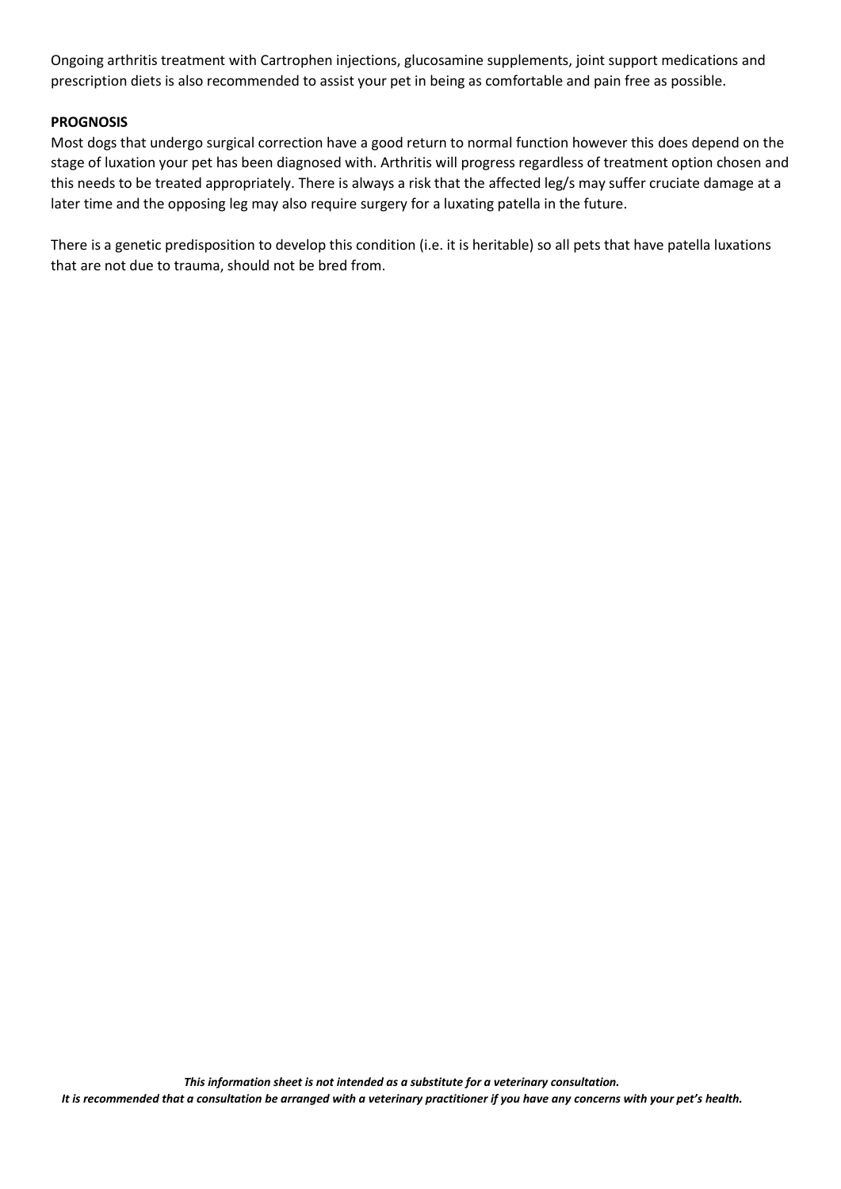Ongoing arthritis treatment with Cartrophen injections, glucosamine supplements, joint support medications and prescription diets is also recommended to assist your pet in being as comfortable and pain free as possible.

**PROGNOSIS**

Most dogs that undergo surgical correction have a good return to normal function however this does depend on the stage of luxation your pet has been diagnosed with. Arthritis will progress regardless of treatment option chosen and this needs to be treated appropriately. There is always a risk that the affected leg/s may suffer cruciate damage at a later time and the opposing leg may also require surgery for a luxating patella in the future.

There is a genetic predisposition to develop this condition (i.e. it is heritable) so all pets that have patella luxations that are not due to trauma, should not be bred from.

***This information sheet is not intended as a substitute for a veterinary consultation.***
***It is recommended that a consultation be arranged with a veterinary practitioner if you have any concerns with your pet's health.***